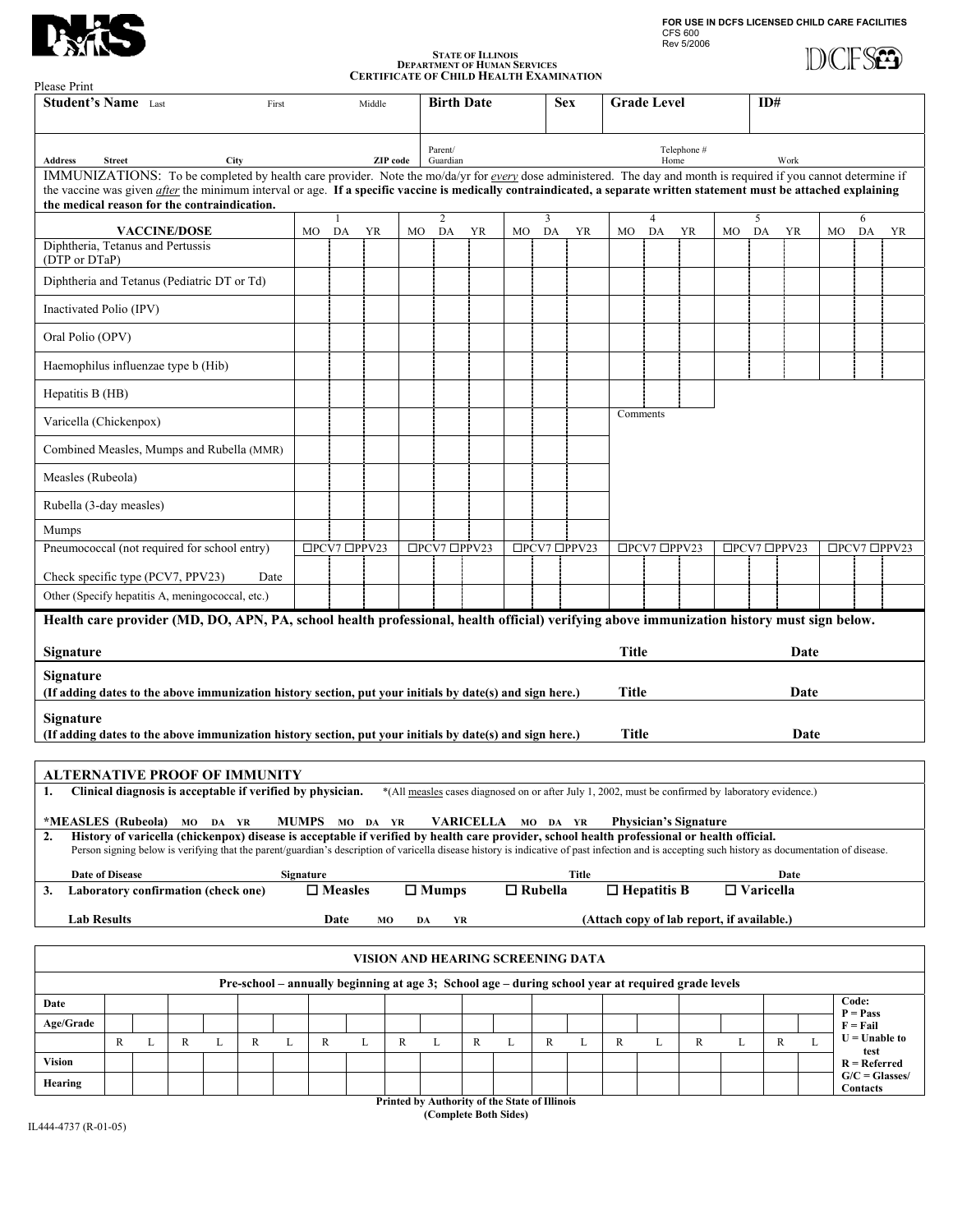FOR USE IN DCFS LICENSED CHILD CARE FACILITIES
CFS 600
Rev 5/2006

STATE OF ILLINOIS
DEPARTMENT OF HUMAN SERVICES
# CERTIFICATE OF CHILD HEALTH EXAMINATION

Please Print

| Student's Name Last First Middle | Birth Date | Sex | Grade Level | ID# |
|---|---|---|---|---|
| Address Street City ZIP code | Parent/ Guardian | | Telephone # Home | Work |

IMMUNIZATIONS: To be completed by health care provider. Note the mo/da/yr for *every* dose administered. The day and month is required if you cannot determine if the vaccine was given *after* the minimum interval or age. **If a specific vaccine is medically contraindicated, a separate written statement must be attached explaining the medical reason for the contraindication.**

| VACCINE/DOSE | 1 MO | 1 DA | 1 YR | 2 MO | 2 DA | 2 YR | 3 MO | 3 DA | 3 YR | 4 MO | 4 DA | 4 YR | 5 MO | 5 DA | 5 YR | 6 MO | 6 DA | 6 YR |
|---|---|---|---|---|---|---|---|---|---|---|---|---|---|---|---|---|---|---|
| Diphtheria, Tetanus and Pertussis (DTP or DTaP) | | | | | | | | | | | | | | | | | | |
| Diphtheria and Tetanus (Pediatric DT or Td) | | | | | | | | | | | | | | | | | | |
| Inactivated Polio (IPV) | | | | | | | | | | | | | | | | | | |
| Oral Polio (OPV) | | | | | | | | | | | | | | | | | | |
| Haemophilus influenzae type b (Hib) | | | | | | | | | | | | | | | | | | |
| Hepatitis B (HB) | | | | | | | | | | | | | | | | | | |
| Varicella (Chickenpox) | | | | | | | | | | Comments | | | | | | | | |
| Combined Measles, Mumps and Rubella (MMR) | | | | | | | | | | | | | | | | | | |
| Measles (Rubeola) | | | | | | | | | | | | | | | | | | |
| Rubella (3-day measles) | | | | | | | | | | | | | | | | | | |
| Mumps | | | | | | | | | | | | | | | | | | |
| Pneumococcal (not required for school entry) | ☐PCV7 ☐PPV23 | | | ☐PCV7 ☐PPV23 | | | ☐PCV7 ☐PPV23 | | | ☐PCV7 ☐PPV23 | | | ☐PCV7 ☐PPV23 | | | ☐PCV7 ☐PPV23 | | |
| Check specific type (PCV7, PPV23) Date | | | | | | | | | | | | | | | | | | |
| Other (Specify hepatitis A, meningococcal, etc.) | | | | | | | | | | | | | | | | | | |

**Health care provider (MD, DO, APN, PA, school health professional, health official) verifying above immunization history must sign below.**

**Signature** **Title** **Date**

**Signature**
**(If adding dates to the above immunization history section, put your initials by date(s) and sign here.)** **Title** **Date**

**Signature**
**(If adding dates to the above immunization history section, put your initials by date(s) and sign here.)** **Title** **Date**

## ALTERNATIVE PROOF OF IMMUNITY

1. **Clinical diagnosis is acceptable if verified by physician.** *(All measles cases diagnosed on or after July 1, 2002, must be confirmed by laboratory evidence.)

**\*MEASLES (Rubeola)** MO DA YR **MUMPS** MO DA YR **VARICELLA** MO DA YR **Physician's Signature**

2. **History of varicella (chickenpox) disease is acceptable if verified by health care provider, school health professional or health official.**
Person signing below is verifying that the parent/guardian's description of varicella disease history is indicative of past infection and is accepting such history as documentation of disease.

**Date of Disease** **Signature** **Title** **Date**

3. **Laboratory confirmation (check one)** ☐ **Measles** ☐ **Mumps** ☐ **Rubella** ☐ **Hepatitis B** ☐ **Varicella**

**Lab Results** **Date** MO DA YR **(Attach copy of lab report, if available.)**

## VISION AND HEARING SCREENING DATA

**Pre-school – annually beginning at age 3; School age – during school year at required grade levels**

| Date | | | | | | | | | | | | | | | | | | | | | Code: |
|---|---|---|---|---|---|---|---|---|---|---|---|---|---|---|---|---|---|---|---|---|---|
| Age/Grade | | | | | | | | | | | | | | | | | | | | | P = Pass |
| | R | L | R | L | R | L | R | L | R | L | R | L | R | L | R | L | R | L | R | L | F = Fail<br>U = Unable to test |
| Vision | | | | | | | | | | | | | | | | | | | | | R = Referred |
| Hearing | | | | | | | | | | | | | | | | | | | | | G/C = Glasses/ Contacts |

**Printed by Authority of the State of Illinois**
**(Complete Both Sides)**

IL444-4737 (R-01-05)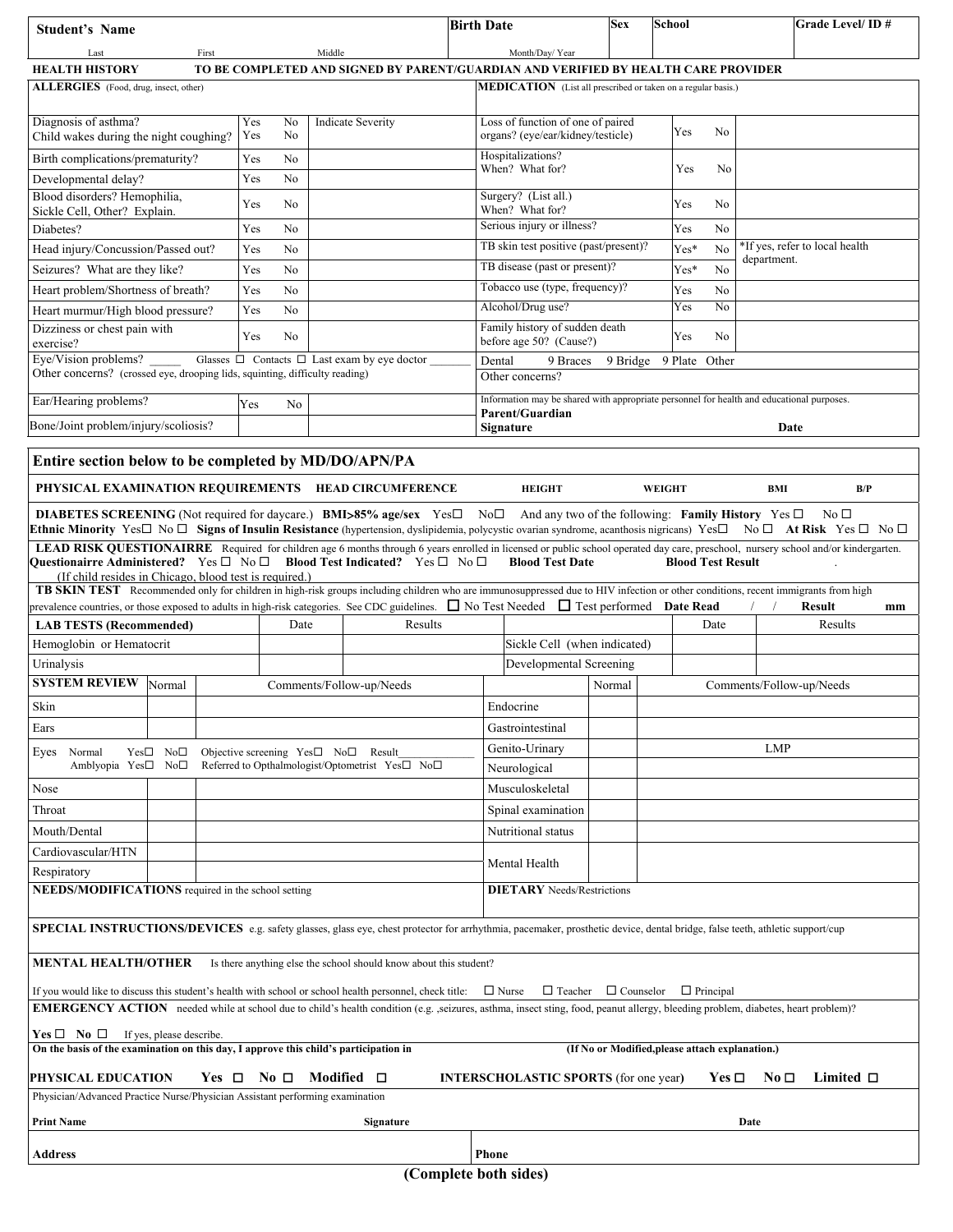| Student's Name | | | Birth Date | Sex | School | Grade Level/ ID # |
|---|---|---|---|---|---|---|
| Last | First | Middle | Month/Day/ Year | | | |

**HEALTH HISTORY TO BE COMPLETED AND SIGNED BY PARENT/GUARDIAN AND VERIFIED BY HEALTH CARE PROVIDER**

| ALLERGIES (Food, drug, insect, other) | | | MEDICATION (List all prescribed or taken on a regular basis.) | | |
|---|---|---|---|---|---|
| Diagnosis of asthma? Child wakes during the night coughing? | Yes No Yes No | Indicate Severity | Loss of function of one of paired organs? (eye/ear/kidney/testicle) | Yes No | |
| Birth complications/prematurity? | Yes No | | Hospitalizations? When? What for? | Yes No | |
| Developmental delay? | Yes No | | | | |
| Blood disorders? Hemophilia, Sickle Cell, Other? Explain. | Yes No | | Surgery? (List all.) When? What for? | Yes No | |
| Diabetes? | Yes No | | Serious injury or illness? | Yes No | |
| Head injury/Concussion/Passed out? | Yes No | | TB skin test positive (past/present)? | Yes* No | *If yes, refer to local health department. |
| Seizures? What are they like? | Yes No | | TB disease (past or present)? | Yes* No | |
| Heart problem/Shortness of breath? | Yes No | | Tobacco use (type, frequency)? | Yes No | |
| Heart murmur/High blood pressure? | Yes No | | Alcohol/Drug use? | Yes No | |
| Dizziness or chest pain with exercise? | Yes No | | Family history of sudden death before age 50? (Cause?) | Yes No | |
| Eye/Vision problems? _____ Glasses ☐ Contacts ☐ Last exam by eye doctor _______ Other concerns? (crossed eye, drooping lids, squinting, difficulty reading) | | | Dental 9 Braces 9 Bridge 9 Plate Other | | |
| | | | Other concerns? | | |
| Ear/Hearing problems? | Yes No | | Information may be shared with appropriate personnel for health and educational purposes. Parent/Guardian Signature | | Date |
| Bone/Joint problem/injury/scoliosis? | | | | | |

## Entire section below to be completed by MD/DO/APN/PA

**PHYSICAL EXAMINATION REQUIREMENTS** **HEAD CIRCUMFERENCE** **HEIGHT** **WEIGHT** **BMI** **B/P**

**DIABETES SCREENING** (Not required for daycare.) **BMI>85% age/sex** Yes☐ No☐ And any two of the following: **Family History** Yes ☐ No ☐ **Ethnic Minority** Yes☐ No ☐ **Signs of Insulin Resistance** (hypertension, dyslipidemia, polycystic ovarian syndrome, acanthosis nigricans) Yes☐ No ☐ **At Risk** Yes ☐ No ☐

**LEAD RISK QUESTIONAIRRE** Required for children age 6 months through 6 years enrolled in licensed or public school operated day care, preschool, nursery school and/or kindergarten.
**Questionairre Administered?** Yes ☐ No ☐ **Blood Test Indicated?** Yes ☐ No ☐ **Blood Test Date** **Blood Test Result**
(If child resides in Chicago, blood test is required.)

**TB SKIN TEST** Recommended only for children in high-risk groups including children who are immunosuppressed due to HIV infection or other conditions, recent immigrants from high prevalence countries, or those exposed to adults in high-risk categories. See CDC guidelines. ☐ No Test Needed ☐ Test performed **Date Read** / / **Result** mm

| LAB TESTS (Recommended) | Date | Results | | Date | Results |
|---|---|---|---|---|---|
| Hemoglobin or Hematocrit | | | Sickle Cell (when indicated) | | |
| Urinalysis | | | Developmental Screening | | |

| SYSTEM REVIEW | Normal | Comments/Follow-up/Needs | | Normal | Comments/Follow-up/Needs |
|---|---|---|---|---|---|
| Skin | | | Endocrine | | |
| Ears | | | Gastrointestinal | | |
| Eyes Normal Yes☐ No☐ Amblyopia Yes☐ No☐ | | Objective screening Yes☐ No☐ Result_____________ Referred to Opthalmologist/Optometrist Yes☐ No☐ | Genito-Urinary | | LMP |
| | | | Neurological | | |
| Nose | | | Musculoskeletal | | |
| Throat | | | Spinal examination | | |
| Mouth/Dental | | | Nutritional status | | |
| Cardiovascular/HTN | | | Mental Health | | |
| Respiratory | | | | | |

**NEEDS/MODIFICATIONS** required in the school setting

**DIETARY** Needs/Restrictions

**SPECIAL INSTRUCTIONS/DEVICES** e.g. safety glasses, glass eye, chest protector for arrhythmia, pacemaker, prosthetic device, dental bridge, false teeth, athletic support/cup

**MENTAL HEALTH/OTHER** Is there anything else the school should know about this student?

If you would like to discuss this student's health with school or school health personnel, check title: ☐ Nurse ☐ Teacher ☐ Counselor ☐ Principal

**EMERGENCY ACTION** needed while at school due to child's health condition (e.g. ,seizures, asthma, insect sting, food, peanut allergy, bleeding problem, diabetes, heart problem)?

**Yes** ☐ **No** ☐ If yes, please describe.

**On the basis of the examination on this day, I approve this child's participation in** **(If No or Modified,please attach explanation.)**

**PHYSICAL EDUCATION** **Yes** ☐ **No** ☐ **Modified** ☐ **INTERSCHOLASTIC SPORTS** (for one year) **Yes** ☐ **No** ☐ **Limited** ☐

Physician/Advanced Practice Nurse/Physician Assistant performing examination

**Print Name** **Signature** **Date**

**Address** **Phone**

**(Complete both sides)**